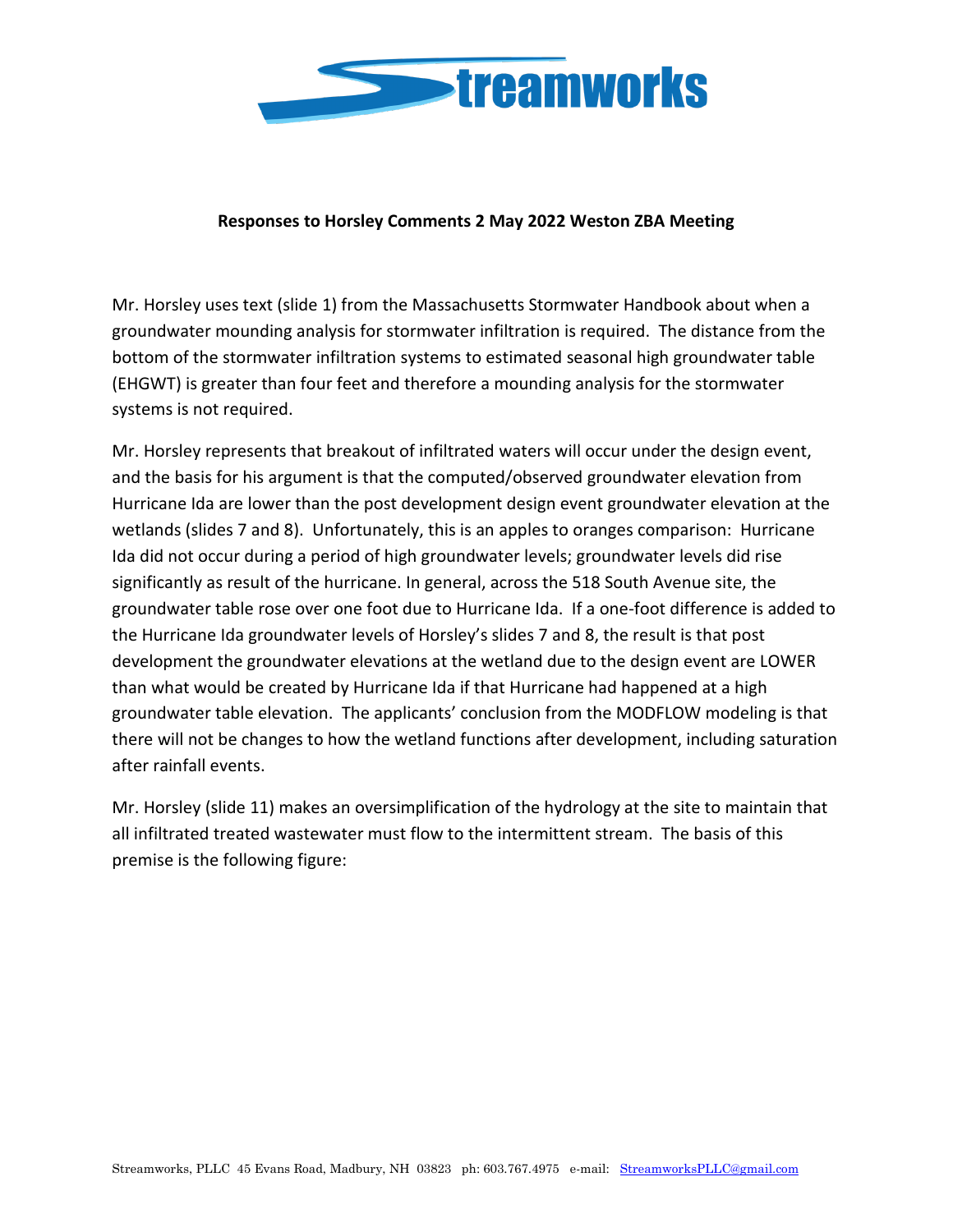**Responses to Horsley Comments 2 May 2022 Weston ZBA Meeting**

Mr. Horsley uses text (slide 1) from the Massachusetts Stormwater Handbook about when a groundwater mounding analysis for stormwater infiltration is required. The distance from the bottom of the stormwater infiltration systems to estimated seasonal high groundwater table (EHGWT) is greater than four feet and therefore a mounding analysis for the stormwater systems is not required.

Mr. Horsley represents that breakout of infiltrated waters will occur under the design event, and the basis for his argument is that the computed/observed groundwater elevation from Hurricane Ida are lower than the post development design event groundwater elevation at the wetlands (slides 7 and 8). Unfortunately, this is an apples to oranges comparison: Hurricane Ida did not occur during a period of high groundwater levels; groundwater levels did rise significantly as result of the hurricane. In general, across the 518 South Avenue site, the groundwater table rose over one foot due to Hurricane Ida. If a one-foot difference is added to the Hurricane Ida groundwater levels of Horsley's slides 7 and 8, the result is that post development the groundwater elevations at the wetland due to the design event are LOWER than what would be created by Hurricane Ida if that Hurricane had happened at a high groundwater table elevation. The applicants' conclusion from the MODFLOW modeling is that there will not be changes to how the wetland functions after development, including saturation after rainfall events.

Mr. Horsley (slide 11) makes an oversimplification of the hydrology at the site to maintain that all infiltrated treated wastewater must flow to the intermittent stream. The basis of this premise is the following figure: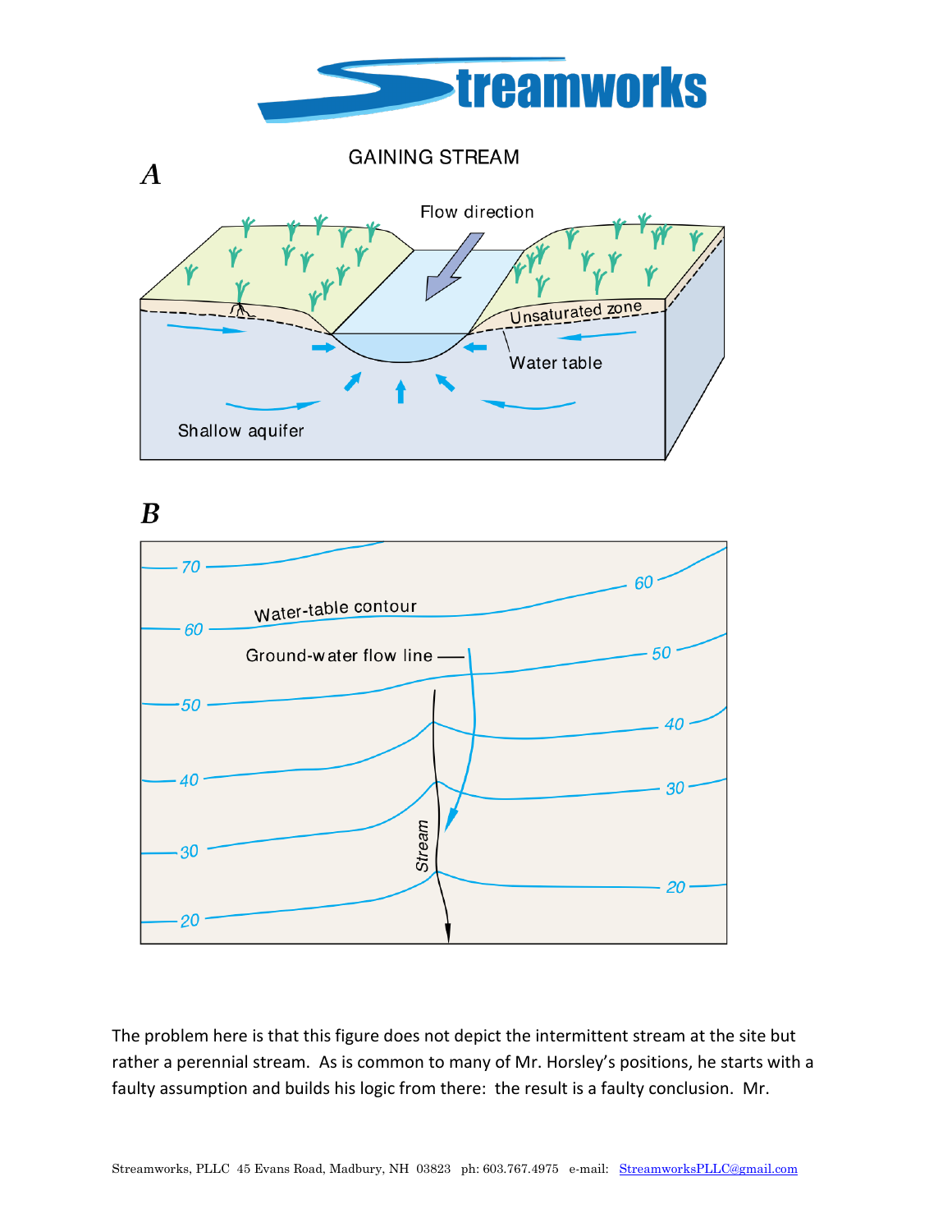The problem here is that this figure does not depict the intermittent stream at the site but rather a perennial stream. As is common to many of Mr. Horsley's positions, he starts with a faulty assumption and builds his logic from there: the result is a faulty conclusion. Mr.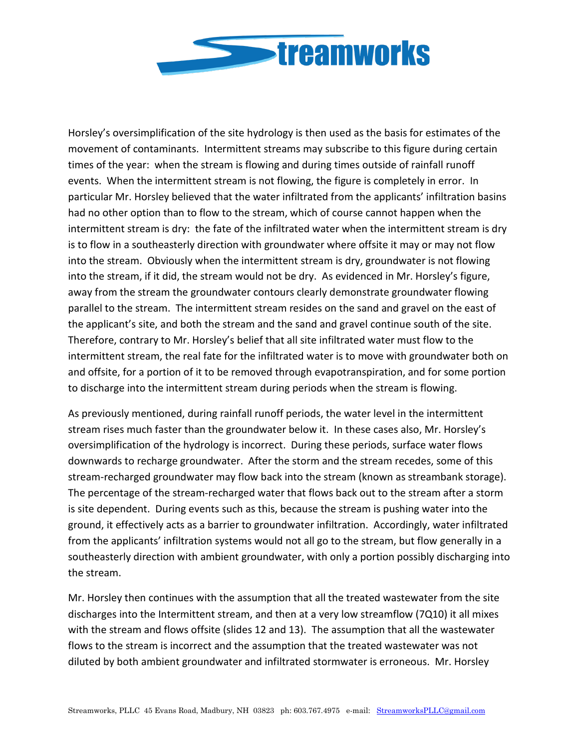Horsley's oversimplification of the site hydrology is then used as the basis for estimates of the movement of contaminants. Intermittent streams may subscribe to this figure during certain times of the year: when the stream is flowing and during times outside of rainfall runoff events. When the intermittent stream is not flowing, the figure is completely in error. In particular Mr. Horsley believed that the water infiltrated from the applicants' infiltration basins had no other option than to flow to the stream, which of course cannot happen when the intermittent stream is dry: the fate of the infiltrated water when the intermittent stream is dry is to flow in a southeasterly direction with groundwater where offsite it may or may not flow into the stream. Obviously when the intermittent stream is dry, groundwater is not flowing into the stream, if it did, the stream would not be dry. As evidenced in Mr. Horsley's figure, away from the stream the groundwater contours clearly demonstrate groundwater flowing parallel to the stream. The intermittent stream resides on the sand and gravel on the east of the applicant's site, and both the stream and the sand and gravel continue south of the site. Therefore, contrary to Mr. Horsley's belief that all site infiltrated water must flow to the intermittent stream, the real fate for the infiltrated water is to move with groundwater both on and offsite, for a portion of it to be removed through evapotranspiration, and for some portion to discharge into the intermittent stream during periods when the stream is flowing.

As previously mentioned, during rainfall runoff periods, the water level in the intermittent stream rises much faster than the groundwater below it. In these cases also, Mr. Horsley's oversimplification of the hydrology is incorrect. During these periods, surface water flows downwards to recharge groundwater. After the storm and the stream recedes, some of this stream-recharged groundwater may flow back into the stream (known as streambank storage). The percentage of the stream-recharged water that flows back out to the stream after a storm is site dependent. During events such as this, because the stream is pushing water into the ground, it effectively acts as a barrier to groundwater infiltration. Accordingly, water infiltrated from the applicants' infiltration systems would not all go to the stream, but flow generally in a southeasterly direction with ambient groundwater, with only a portion possibly discharging into the stream.

Mr. Horsley then continues with the assumption that all the treated wastewater from the site discharges into the Intermittent stream, and then at a very low streamflow (7Q10) it all mixes with the stream and flows offsite (slides 12 and 13). The assumption that all the wastewater flows to the stream is incorrect and the assumption that the treated wastewater was not diluted by both ambient groundwater and infiltrated stormwater is erroneous. Mr. Horsley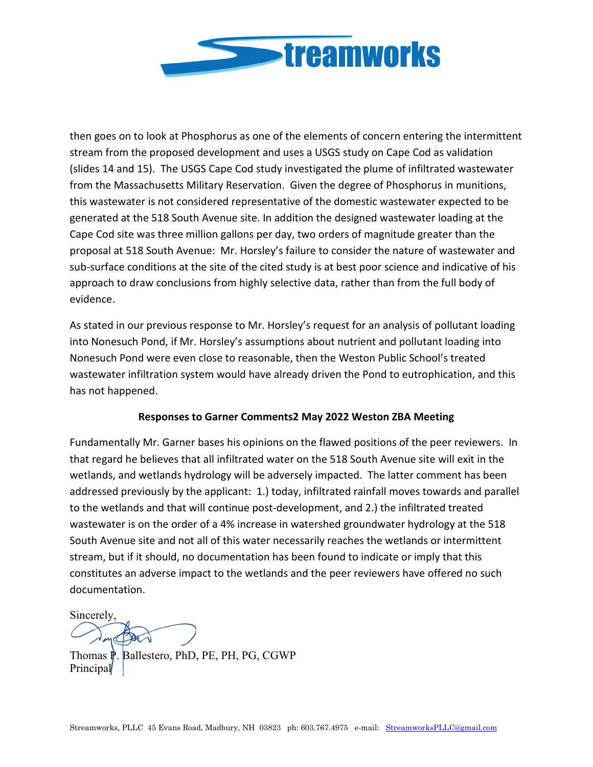then goes on to look at Phosphorus as one of the elements of concern entering the intermittent stream from the proposed development and uses a USGS study on Cape Cod as validation (slides 14 and 15). The USGS Cape Cod study investigated the plume of infiltrated wastewater from the Massachusetts Military Reservation. Given the degree of Phosphorus in munitions, this wastewater is not considered representative of the domestic wastewater expected to be generated at the 518 South Avenue site. In addition the designed wastewater loading at the Cape Cod site was three million gallons per day, two orders of magnitude greater than the proposal at 518 South Avenue: Mr. Horsley's failure to consider the nature of wastewater and sub-surface conditions at the site of the cited study is at best poor science and indicative of his approach to draw conclusions from highly selective data, rather than from the full body of evidence.

As stated in our previous response to Mr. Horsley's request for an analysis of pollutant loading into Nonesuch Pond, if Mr. Horsley's assumptions about nutrient and pollutant loading into Nonesuch Pond were even close to reasonable, then the Weston Public School's treated wastewater infiltration system would have already driven the Pond to eutrophication, and this has not happened.

**Responses to Garner Comments2 May 2022 Weston ZBA Meeting**

Fundamentally Mr. Garner bases his opinions on the flawed positions of the peer reviewers. In that regard he believes that all infiltrated water on the 518 South Avenue site will exit in the wetlands, and wetlands hydrology will be adversely impacted. The latter comment has been addressed previously by the applicant: 1.) today, infiltrated rainfall moves towards and parallel to the wetlands and that will continue post-development, and 2.) the infiltrated treated wastewater is on the order of a 4% increase in watershed groundwater hydrology at the 518 South Avenue site and not all of this water necessarily reaches the wetlands or intermittent stream, but if it should, no documentation has been found to indicate or imply that this constitutes an adverse impact to the wetlands and the peer reviewers have offered no such documentation.

Sincerely,

Thomas P. Ballestero, PhD, PE, PH, PG, CGWP
Principal